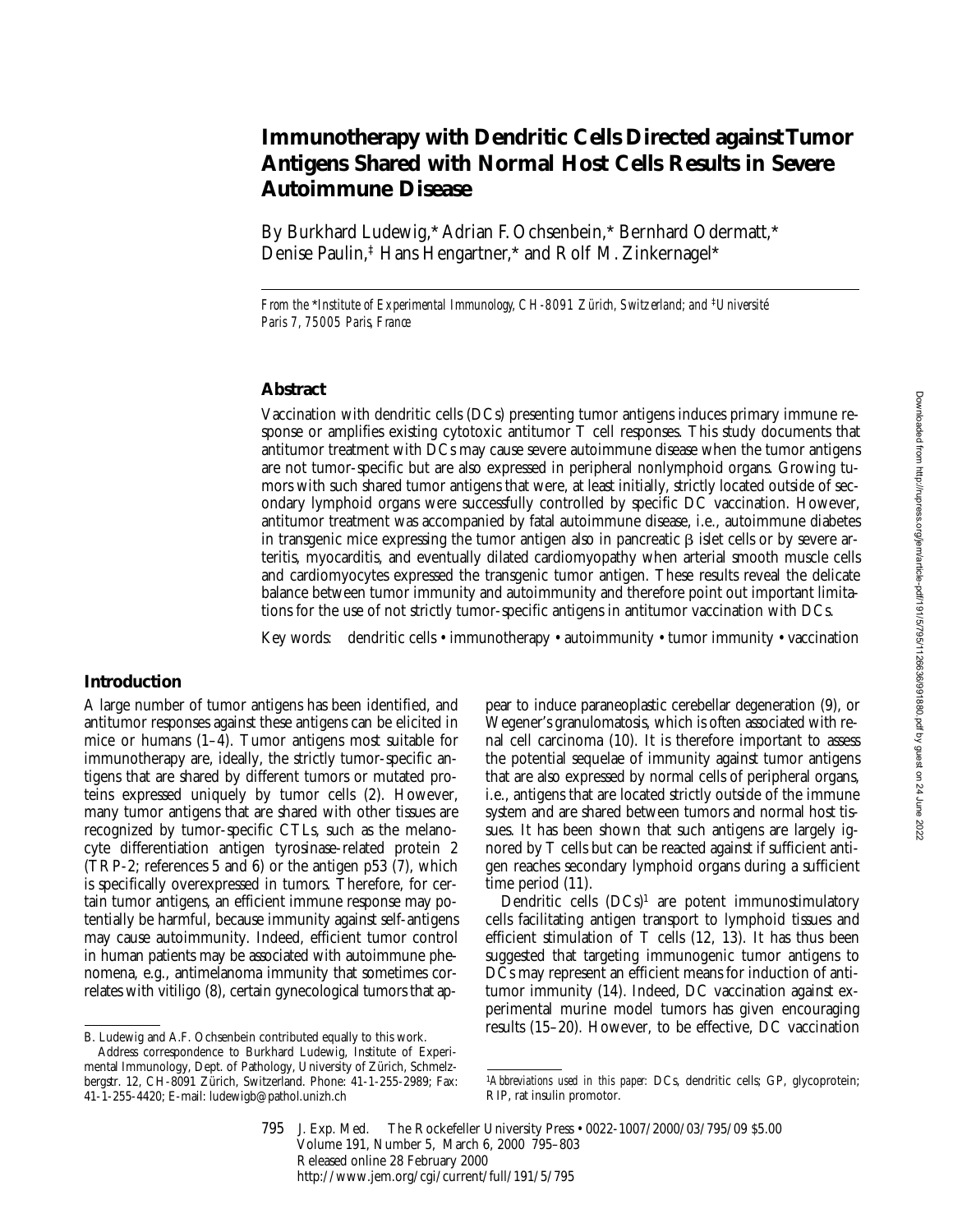# Immunotherapy with Dendritic Cells Directed against Tumor Antigens Shared with Normal Host Cells Results in Severe Autoimmune Disease

By Burkhard Ludewig,* Adrian F. Ochsenbein,* Bernhard Odermatt,* Denise Paulin,‡ Hans Hengartner,* and Rolf M. Zinkernagel*

*From the \*Institute of Experimental Immunology, CH-8091 Zürich, Switzerland; and ‡Université Paris 7, 75005 Paris, France*

## Abstract

Vaccination with dendritic cells (DCs) presenting tumor antigens induces primary immune response or amplifies existing cytotoxic antitumor T cell responses. This study documents that antitumor treatment with DCs may cause severe autoimmune disease when the tumor antigens are not tumor-specific but are also expressed in peripheral nonlymphoid organs. Growing tumors with such shared tumor antigens that were, at least initially, strictly located outside of secondary lymphoid organs were successfully controlled by specific DC vaccination. However, antitumor treatment was accompanied by fatal autoimmune disease, i.e., autoimmune diabetes in transgenic mice expressing the tumor antigen also in pancreatic β islet cells or by severe arteritis, myocarditis, and eventually dilated cardiomyopathy when arterial smooth muscle cells and cardiomyocytes expressed the transgenic tumor antigen. These results reveal the delicate balance between tumor immunity and autoimmunity and therefore point out important limitations for the use of not strictly tumor-specific antigens in antitumor vaccination with DCs.

Key words: dendritic cells • immunotherapy • autoimmunity • tumor immunity • vaccination

## Introduction

A large number of tumor antigens has been identified, and antitumor responses against these antigens can be elicited in mice or humans (1–4). Tumor antigens most suitable for immunotherapy are, ideally, the strictly tumor-specific antigens that are shared by different tumors or mutated proteins expressed uniquely by tumor cells (2). However, many tumor antigens that are shared with other tissues are recognized by tumor-specific CTLs, such as the melanocyte differentiation antigen tyrosinase-related protein 2 (TRP-2; references 5 and 6) or the antigen p53 (7), which is specifically overexpressed in tumors. Therefore, for certain tumor antigens, an efficient immune response may potentially be harmful, because immunity against self-antigens may cause autoimmunity. Indeed, efficient tumor control in human patients may be associated with autoimmune phenomena, e.g., antimelanoma immunity that sometimes correlates with vitiligo (8), certain gynecological tumors that appear to induce paraneoplastic cerebellar degeneration (9), or Wegener's granulomatosis, which is often associated with renal cell carcinoma (10). It is therefore important to assess the potential sequelae of immunity against tumor antigens that are also expressed by normal cells of peripheral organs, i.e., antigens that are located strictly outside of the immune system and are shared between tumors and normal host tissues. It has been shown that such antigens are largely ignored by T cells but can be reacted against if sufficient antigen reaches secondary lymphoid organs during a sufficient time period (11).

Dendritic cells (DCs)[1] are potent immunostimulatory cells facilitating antigen transport to lymphoid tissues and efficient stimulation of T cells (12, 13). It has thus been suggested that targeting immunogenic tumor antigens to DCs may represent an efficient means for induction of antitumor immunity (14). Indeed, DC vaccination against experimental murine model tumors has given encouraging results (15–20). However, to be effective, DC vaccination

---

B. Ludewig and A.F. Ochsenbein contributed equally to this work.

Address correspondence to Burkhard Ludewig, Institute of Experimental Immunology, Dept. of Pathology, University of Zürich, Schmelzbergstr. 12, CH-8091 Zürich, Switzerland. Phone: 41-1-255-2989; Fax: 41-1-255-4420; E-mail: ludewigb@pathol.unizh.ch

[1] *Abbreviations used in this paper:* DCs, dendritic cells; GP, glycoprotein; RIP, rat insulin promotor.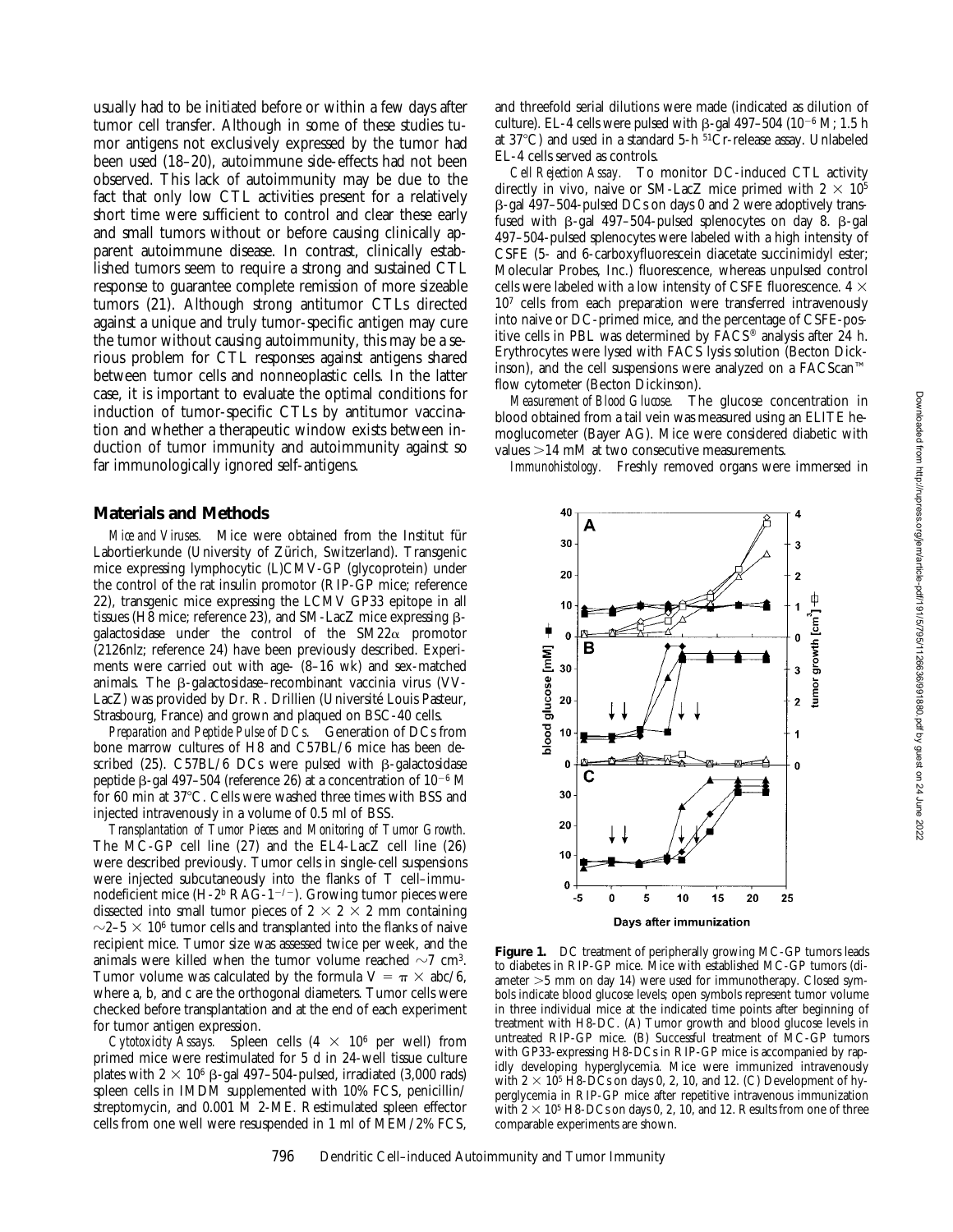usually had to be initiated before or within a few days after tumor cell transfer. Although in some of these studies tumor antigens not exclusively expressed by the tumor had been used (18–20), autoimmune side-effects had not been observed. This lack of autoimmunity may be due to the fact that only low CTL activities present for a relatively short time were sufficient to control and clear these early and small tumors without or before causing clinically apparent autoimmune disease. In contrast, clinically established tumors seem to require a strong and sustained CTL response to guarantee complete remission of more sizeable tumors (21). Although strong antitumor CTLs directed against a unique and truly tumor-specific antigen may cure the tumor without causing autoimmunity, this may be a serious problem for CTL responses against antigens shared between tumor cells and nonneoplastic cells. In the latter case, it is important to evaluate the optimal conditions for induction of tumor-specific CTLs by antitumor vaccination and whether a therapeutic window exists between induction of tumor immunity and autoimmunity against so far immunologically ignored self-antigens.

## Materials and Methods

*Mice and Viruses.* Mice were obtained from the Institut für Labortierkunde (University of Zürich, Switzerland). Transgenic mice expressing lymphocytic (L)CMV-GP (glycoprotein) under the control of the rat insulin promotor (RIP-GP mice; reference 22), transgenic mice expressing the LCMV GP33 epitope in all tissues (H8 mice; reference 23), and SM-LacZ mice expressing β-galactosidase under the control of the SM22α promotor (2126nlz; reference 24) have been previously described. Experiments were carried out with age- (8–16 wk) and sex-matched animals. The β-galactosidase–recombinant vaccinia virus (VV-LacZ) was provided by Dr. R. Drillien (Université Louis Pasteur, Strasbourg, France) and grown and plaqued on BSC-40 cells.

*Preparation and Peptide Pulse of DCs.* Generation of DCs from bone marrow cultures of H8 and C57BL/6 mice has been described (25). C57BL/6 DCs were pulsed with β-galactosidase peptide β-gal 497–504 (reference 26) at a concentration of $10^{-6}$ M for 60 min at 37°C. Cells were washed three times with BSS and injected intravenously in a volume of 0.5 ml of BSS.

*Transplantation of Tumor Pieces and Monitoring of Tumor Growth.* The MC-GP cell line (27) and the EL4-LacZ cell line (26) were described previously. Tumor cells in single-cell suspensions were injected subcutaneously into the flanks of T cell–immunodeficient mice (H-2$^b$ RAG-1$^{-/-}$). Growing tumor pieces were dissected into small tumor pieces of $2 \times 2 \times 2$ mm containing $\sim 2–5 \times 10^6$ tumor cells and transplanted into the flanks of naive recipient mice. Tumor size was assessed twice per week, and the animals were killed when the tumor volume reached $\sim 7$ cm$^3$. Tumor volume was calculated by the formula $V = \pi \times abc/6$, where a, b, and c are the orthogonal diameters. Tumor cells were checked before transplantation and at the end of each experiment for tumor antigen expression.

*Cytotoxicity Assays.* Spleen cells ($4 \times 10^6$ per well) from primed mice were restimulated for 5 d in 24-well tissue culture plates with $2 \times 10^6$ β-gal 497–504-pulsed, irradiated (3,000 rads) spleen cells in IMDM supplemented with 10% FCS, penicillin/streptomycin, and 0.001 M 2-ME. Restimulated spleen effector cells from one well were resuspended in 1 ml of MEM/2% FCS, and threefold serial dilutions were made (indicated as dilution of culture). EL-4 cells were pulsed with β-gal 497–504 ($10^{-6}$ M; 1.5 h at 37°C) and used in a standard 5-h $^{51}$Cr-release assay. Unlabeled EL-4 cells served as controls.

*Cell Rejection Assay.* To monitor DC-induced CTL activity directly in vivo, naive or SM-LacZ mice primed with $2 \times 10^5$ β-gal 497–504-pulsed DCs on days 0 and 2 were adoptively transfused with β-gal 497–504-pulsed splenocytes on day 8. β-gal 497–504-pulsed splenocytes were labeled with a high intensity of CSFE (5- and 6-carboxyfluorescein diacetate succinimidyl ester; Molecular Probes, Inc.) fluorescence, whereas unpulsed control cells were labeled with a low intensity of CSFE fluorescence. $4 \times 10^7$ cells from each preparation were transferred intravenously into naive or DC-primed mice, and the percentage of CSFE-positive cells in PBL was determined by FACS® analysis after 24 h. Erythrocytes were lysed with FACS lysis solution (Becton Dickinson), and the cell suspensions were analyzed on a FACScan™ flow cytometer (Becton Dickinson).

*Measurement of Blood Glucose.* The glucose concentration in blood obtained from a tail vein was measured using an ELITE hemoglucometer (Bayer AG). Mice were considered diabetic with values >14 mM at two consecutive measurements.

*Immunohistology.* Freshly removed organs were immersed in

**Figure 1.** DC treatment of peripherally growing MC-GP tumors leads to diabetes in RIP-GP mice. Mice with established MC-GP tumors (diameter >5 mm on day 14) were used for immunotherapy. Closed symbols indicate blood glucose levels; open symbols represent tumor volume in three individual mice at the indicated time points after beginning of treatment with H8-DC. (A) Tumor growth and blood glucose levels in untreated RIP-GP mice. (B) Successful treatment of MC-GP tumors with GP33-expressing H8-DCs in RIP-GP mice is accompanied by rapidly developing hyperglycemia. Mice were immunized intravenously with $2 \times 10^5$ H8-DCs on days 0, 2, 10, and 12. (C) Development of hyperglycemia in RIP-GP mice after repetitive intravenous immunization with $2 \times 10^5$ H8-DCs on days 0, 2, 10, and 12. Results from one of three comparable experiments are shown.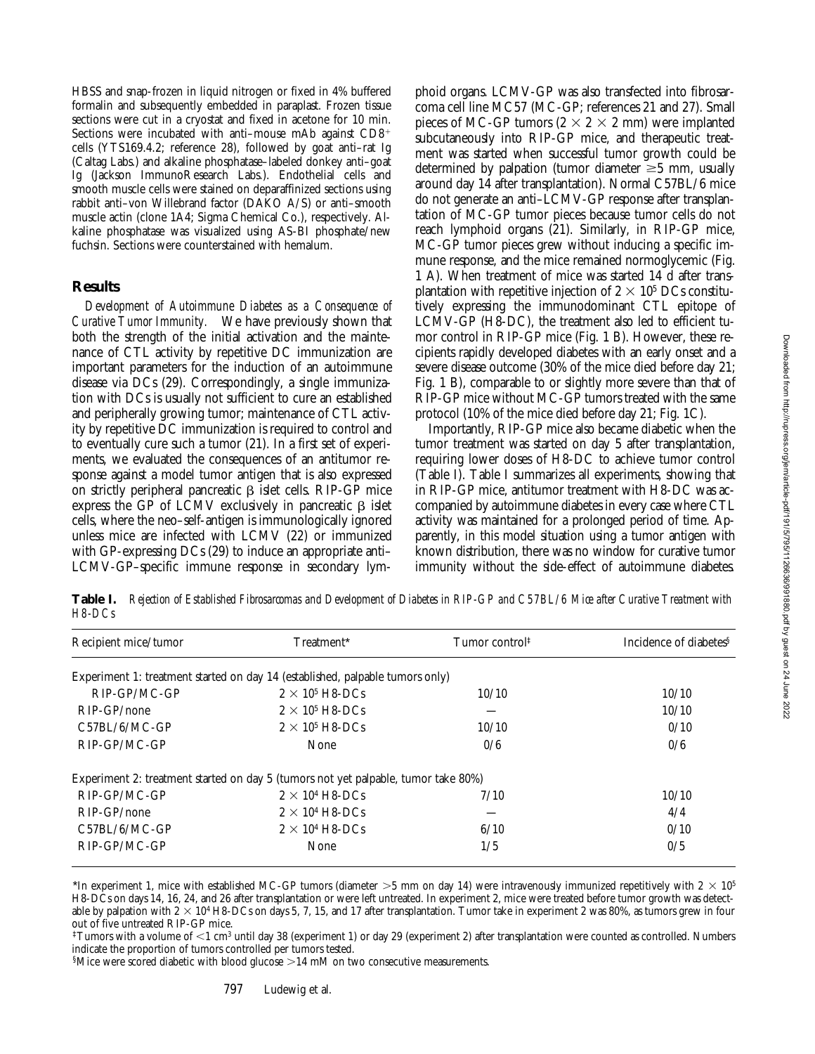HBSS and snap-frozen in liquid nitrogen or fixed in 4% buffered formalin and subsequently embedded in paraplast. Frozen tissue sections were cut in a cryostat and fixed in acetone for 10 min. Sections were incubated with anti–mouse mAb against $CD8^+$ cells (YTS169.4.2; reference 28), followed by goat anti–rat Ig (Caltag Labs.) and alkaline phosphatase–labeled donkey anti–goat Ig (Jackson ImmunoResearch Labs.). Endothelial cells and smooth muscle cells were stained on deparaffinized sections using rabbit anti–von Willebrand factor (DAKO A/S) or anti–smooth muscle actin (clone 1A4; Sigma Chemical Co.), respectively. Alkaline phosphatase was visualized using AS-BI phosphate/new fuchsin. Sections were counterstained with hemalum.

## Results

*Development of Autoimmune Diabetes as a Consequence of Curative Tumor Immunity.* We have previously shown that both the strength of the initial activation and the maintenance of CTL activity by repetitive DC immunization are important parameters for the induction of an autoimmune disease via DCs (29). Correspondingly, a single immunization with DCs is usually not sufficient to cure an established and peripherally growing tumor; maintenance of CTL activity by repetitive DC immunization is required to control and to eventually cure such a tumor (21). In a first set of experiments, we evaluated the consequences of an antitumor response against a model tumor antigen that is also expressed on strictly peripheral pancreatic β islet cells. RIP-GP mice express the GP of LCMV exclusively in pancreatic β islet cells, where the neo–self-antigen is immunologically ignored unless mice are infected with LCMV (22) or immunized with GP-expressing DCs (29) to induce an appropriate anti–LCMV-GP–specific immune response in secondary lymphoid organs. LCMV-GP was also transfected into fibrosarcoma cell line MC57 (MC-GP; references 21 and 27). Small pieces of MC-GP tumors ($2 \times 2 \times 2$ mm) were implanted subcutaneously into RIP-GP mice, and therapeutic treatment was started when successful tumor growth could be determined by palpation (tumor diameter ≥5 mm, usually around day 14 after transplantation). Normal C57BL/6 mice do not generate an anti–LCMV-GP response after transplantation of MC-GP tumor pieces because tumor cells do not reach lymphoid organs (21). Similarly, in RIP-GP mice, MC-GP tumor pieces grew without inducing a specific immune response, and the mice remained normoglycemic (Fig. 1 A). When treatment of mice was started 14 d after transplantation with repetitive injection of $2 \times 10^5$ DCs constitutively expressing the immunodominant CTL epitope of LCMV-GP (H8-DC), the treatment also led to efficient tumor control in RIP-GP mice (Fig. 1 B). However, these recipients rapidly developed diabetes with an early onset and a severe disease outcome (30% of the mice died before day 21; Fig. 1 B), comparable to or slightly more severe than that of RIP-GP mice without MC-GP tumors treated with the same protocol (10% of the mice died before day 21; Fig. 1C).

Importantly, RIP-GP mice also became diabetic when the tumor treatment was started on day 5 after transplantation, requiring lower doses of H8-DC to achieve tumor control (Table I). Table I summarizes all experiments, showing that in RIP-GP mice, antitumor treatment with H8-DC was accompanied by autoimmune diabetes in every case where CTL activity was maintained for a prolonged period of time. Apparently, in this model situation using a tumor antigen with known distribution, there was no window for curative tumor immunity without the side-effect of autoimmune diabetes.

**Table I.** *Rejection of Established Fibrosarcomas and Development of Diabetes in RIP-GP and C57BL/6 Mice after Curative Treatment with H8-DCs*

| Recipient mice/tumor | Treatment* | Tumor control‡ | Incidence of diabetes§ |
|---|---|---|---|
| Experiment 1: treatment started on day 14 (established, palpable tumors only) | | | |
| RIP-GP/MC-GP | $2 \times 10^5$ H8-DCs | 10/10 | 10/10 |
| RIP-GP/none | $2 \times 10^5$ H8-DCs | — | 10/10 |
| C57BL/6/MC-GP | $2 \times 10^5$ H8-DCs | 10/10 | 0/10 |
| RIP-GP/MC-GP | None | 0/6 | 0/6 |
| Experiment 2: treatment started on day 5 (tumors not yet palpable, tumor take 80%) | | | |
| RIP-GP/MC-GP | $2 \times 10^4$ H8-DCs | 7/10 | 10/10 |
| RIP-GP/none | $2 \times 10^4$ H8-DCs | — | 4/4 |
| C57BL/6/MC-GP | $2 \times 10^4$ H8-DCs | 6/10 | 0/10 |
| RIP-GP/MC-GP | None | 1/5 | 0/5 |

*In experiment 1, mice with established MC-GP tumors (diameter >5 mm on day 14) were intravenously immunized repetitively with $2 \times 10^5$ H8-DCs on days 14, 16, 24, and 26 after transplantation or were left untreated. In experiment 2, mice were treated before tumor growth was detectable by palpation with $2 \times 10^4$ H8-DCs on days 5, 7, 15, and 17 after transplantation. Tumor take in experiment 2 was 80%, as tumors grew in four out of five untreated RIP-GP mice.

‡Tumors with a volume of <1 $cm^3$ until day 38 (experiment 1) or day 29 (experiment 2) after transplantation were counted as controlled. Numbers indicate the proportion of tumors controlled per tumors tested.

§Mice were scored diabetic with blood glucose >14 mM on two consecutive measurements.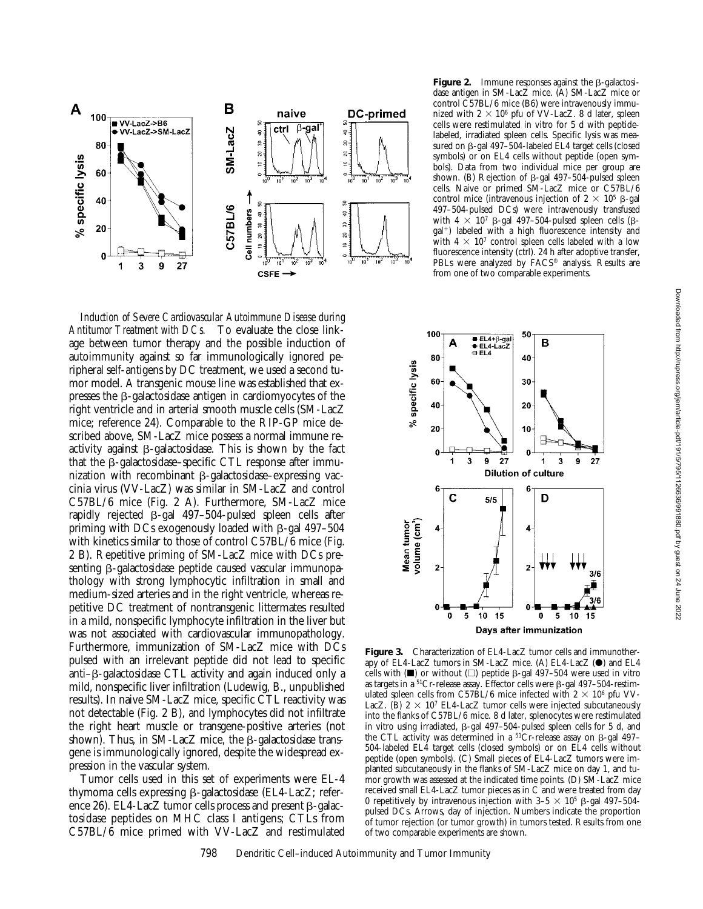**Figure 2.** Immune responses against the β-galactosidase antigen in SM-LacZ mice. (A) SM-LacZ mice or control C57BL/6 mice (B6) were intravenously immunized with $2 \times 10^6$ pfu of VV-LacZ. 8 d later, spleen cells were restimulated in vitro for 5 d with peptide-labeled, irradiated spleen cells. Specific lysis was measured on β-gal 497–504-labeled EL4 target cells (closed symbols) or on EL4 cells without peptide (open symbols). Data from two individual mice per group are shown. (B) Rejection of β-gal 497–504-pulsed spleen cells. Naive or primed SM-LacZ mice or C57BL/6 control mice (intravenous injection of $2 \times 10^5$ β-gal 497–504-pulsed DCs) were intravenously transfused with $4 \times 10^7$ β-gal 497–504-pulsed spleen cells (β-gal[+]) labeled with a high fluorescence intensity and with $4 \times 10^7$ control spleen cells labeled with a low fluorescence intensity (ctrl). 24 h after adoptive transfer, PBLs were analyzed by FACS® analysis. Results are from one of two comparable experiments.

*Induction of Severe Cardiovascular Autoimmune Disease during Antitumor Treatment with DCs.* To evaluate the close linkage between tumor therapy and the possible induction of autoimmunity against so far immunologically ignored peripheral self-antigens by DC treatment, we used a second tumor model. A transgenic mouse line was established that expresses the β-galactosidase antigen in cardiomyocytes of the right ventricle and in arterial smooth muscle cells (SM-LacZ mice; reference 24). Comparable to the RIP-GP mice described above, SM-LacZ mice possess a normal immune reactivity against β-galactosidase. This is shown by the fact that the β-galactosidase–specific CTL response after immunization with recombinant β-galactosidase–expressing vaccinia virus (VV-LacZ) was similar in SM-LacZ and control C57BL/6 mice (Fig. 2 A). Furthermore, SM-LacZ mice rapidly rejected β-gal 497–504-pulsed spleen cells after priming with DCs exogenously loaded with β-gal 497–504 with kinetics similar to those of control C57BL/6 mice (Fig. 2 B). Repetitive priming of SM-LacZ mice with DCs presenting β-galactosidase peptide caused vascular immunopathology with strong lymphocytic infiltration in small and medium-sized arteries and in the right ventricle, whereas repetitive DC treatment of nontransgenic littermates resulted in a mild, nonspecific lymphocyte infiltration in the liver but was not associated with cardiovascular immunopathology. Furthermore, immunization of SM-LacZ mice with DCs pulsed with an irrelevant peptide did not lead to specific anti–β-galactosidase CTL activity and again induced only a mild, nonspecific liver infiltration (Ludewig, B., unpublished results). In naive SM-LacZ mice, specific CTL reactivity was not detectable (Fig. 2 B), and lymphocytes did not infiltrate the right heart muscle or transgene-positive arteries (not shown). Thus, in SM-LacZ mice, the β-galactosidase transgene is immunologically ignored, despite the widespread expression in the vascular system.

Tumor cells used in this set of experiments were EL-4 thymoma cells expressing β-galactosidase (EL4-LacZ; reference 26). EL4-LacZ tumor cells process and present β-galactosidase peptides on MHC class I antigens; CTLs from C57BL/6 mice primed with VV-LacZ and restimulated

**Figure 3.** Characterization of EL4-LacZ tumor cells and immunotherapy of EL4-LacZ tumors in SM-LacZ mice. (A) EL4-LacZ (●) and EL4 cells with (■) or without (□) peptide β-gal 497–504 were used in vitro as targets in a $^{51}$Cr-release assay. Effector cells were β-gal 497–504-restimulated spleen cells from C57BL/6 mice infected with $2 \times 10^6$ pfu VV-LacZ. (B) $2 \times 10^7$ EL4-LacZ tumor cells were injected subcutaneously into the flanks of C57BL/6 mice. 8 d later, splenocytes were restimulated in vitro using irradiated, β-gal 497–504-pulsed spleen cells for 5 d, and the CTL activity was determined in a $^{51}$Cr-release assay on β-gal 497–504-labeled EL4 target cells (closed symbols) or on EL4 cells without peptide (open symbols). (C) Small pieces of EL4-LacZ tumors were implanted subcutaneously in the flanks of SM-LacZ mice on day 1, and tumor growth was assessed at the indicated time points. (D) SM-LacZ mice received small EL4-LacZ tumor pieces as in C and were treated from day 0 repetitively by intravenous injection with $3–5 \times 10^5$ β-gal 497–504-pulsed DCs. Arrows, day of injection. Numbers indicate the proportion of tumor rejection (or tumor growth) in tumors tested. Results from one of two comparable experiments are shown.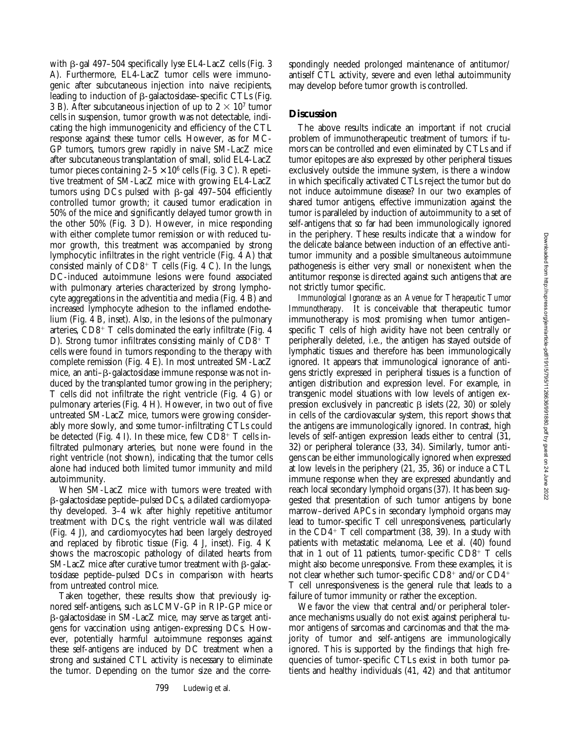with β-gal 497–504 specifically lyse EL4-LacZ cells (Fig. 3 A). Furthermore, EL4-LacZ tumor cells were immunogenic after subcutaneous injection into naive recipients, leading to induction of β-galactosidase–specific CTLs (Fig. 3 B). After subcutaneous injection of up to $2 \times 10^7$ tumor cells in suspension, tumor growth was not detectable, indicating the high immunogenicity and efficiency of the CTL response against these tumor cells. However, as for MC-GP tumors, tumors grew rapidly in naive SM-LacZ mice after subcutaneous transplantation of small, solid EL4-LacZ tumor pieces containing $2–5 \times 10^6$ cells (Fig. 3 C). Repetitive treatment of SM-LacZ mice with growing EL4-LacZ tumors using DCs pulsed with β-gal 497–504 efficiently controlled tumor growth; it caused tumor eradication in 50% of the mice and significantly delayed tumor growth in the other 50% (Fig. 3 D). However, in mice responding with either complete tumor remission or with reduced tumor growth, this treatment was accompanied by strong lymphocytic infiltrates in the right ventricle (Fig. 4 A) that consisted mainly of $CD8^+$ T cells (Fig. 4 C). In the lungs, DC-induced autoimmune lesions were found associated with pulmonary arteries characterized by strong lymphocyte aggregations in the adventitia and media (Fig. 4 B) and increased lymphocyte adhesion to the inflamed endothelium (Fig. 4 B, inset). Also, in the lesions of the pulmonary arteries, $CD8^+$ T cells dominated the early infiltrate (Fig. 4 D). Strong tumor infiltrates consisting mainly of $CD8^+$ T cells were found in tumors responding to the therapy with complete remission (Fig. 4 E). In most untreated SM-LacZ mice, an anti–β-galactosidase immune response was not induced by the transplanted tumor growing in the periphery; T cells did not infiltrate the right ventricle (Fig. 4 G) or pulmonary arteries (Fig. 4 H). However, in two out of five untreated SM-LacZ mice, tumors were growing considerably more slowly, and some tumor-infiltrating CTLs could be detected (Fig. 4 I). In these mice, few $CD8^+$ T cells infiltrated pulmonary arteries, but none were found in the right ventricle (not shown), indicating that the tumor cells alone had induced both limited tumor immunity and mild autoimmunity.

When SM-LacZ mice with tumors were treated with β-galactosidase peptide–pulsed DCs, a dilated cardiomyopathy developed. 3–4 wk after highly repetitive antitumor treatment with DCs, the right ventricle wall was dilated (Fig. 4 J), and cardiomyocytes had been largely destroyed and replaced by fibrotic tissue (Fig. 4 J, inset). Fig. 4 K shows the macroscopic pathology of dilated hearts from SM-LacZ mice after curative tumor treatment with β-galactosidase peptide–pulsed DCs in comparison with hearts from untreated control mice.

Taken together, these results show that previously ignored self-antigens, such as LCMV-GP in RIP-GP mice or β-galactosidase in SM-LacZ mice, may serve as target antigens for vaccination using antigen-expressing DCs. However, potentially harmful autoimmune responses against these self-antigens are induced by DC treatment when a strong and sustained CTL activity is necessary to eliminate the tumor. Depending on the tumor size and the correspondingly needed prolonged maintenance of antitumor/antiself CTL activity, severe and even lethal autoimmunity may develop before tumor growth is controlled.

## Discussion

The above results indicate an important if not crucial problem of immunotherapeutic treatment of tumors: if tumors can be controlled and even eliminated by CTLs and if tumor epitopes are also expressed by other peripheral tissues exclusively outside the immune system, is there a window in which specifically activated CTLs reject the tumor but do not induce autoimmune disease? In our two examples of shared tumor antigens, effective immunization against the tumor is paralleled by induction of autoimmunity to a set of self-antigens that so far had been immunologically ignored in the periphery. These results indicate that a window for the delicate balance between induction of an effective antitumor immunity and a possible simultaneous autoimmune pathogenesis is either very small or nonexistent when the antitumor response is directed against such antigens that are not strictly tumor specific.

*Immunological Ignorance as an Avenue for Therapeutic Tumor Immunotherapy.* It is conceivable that therapeutic tumor immunotherapy is most promising when tumor antigen–specific T cells of high avidity have not been centrally or peripherally deleted, i.e., the antigen has stayed outside of lymphatic tissues and therefore has been immunologically ignored. It appears that immunological ignorance of antigens strictly expressed in peripheral tissues is a function of antigen distribution and expression level. For example, in transgenic model situations with low levels of antigen expression exclusively in pancreatic β islets (22, 30) or solely in cells of the cardiovascular system, this report shows that the antigens are immunologically ignored. In contrast, high levels of self-antigen expression leads either to central (31, 32) or peripheral tolerance (33, 34). Similarly, tumor antigens can be either immunologically ignored when expressed at low levels in the periphery (21, 35, 36) or induce a CTL immune response when they are expressed abundantly and reach local secondary lymphoid organs (37). It has been suggested that presentation of such tumor antigens by bone marrow–derived APCs in secondary lymphoid organs may lead to tumor-specific T cell unresponsiveness, particularly in the $CD4^+$ T cell compartment (38, 39). In a study with patients with metastatic melanoma, Lee et al. (40) found that in 1 out of 11 patients, tumor-specific $CD8^+$ T cells might also become unresponsive. From these examples, it is not clear whether such tumor-specific $CD8^+$ and/or $CD4^+$ T cell unresponsiveness is the general rule that leads to a failure of tumor immunity or rather the exception.

We favor the view that central and/or peripheral tolerance mechanisms usually do not exist against peripheral tumor antigens of sarcomas and carcinomas and that the majority of tumor and self-antigens are immunologically ignored. This is supported by the findings that high frequencies of tumor-specific CTLs exist in both tumor patients and healthy individuals (41, 42) and that antitumor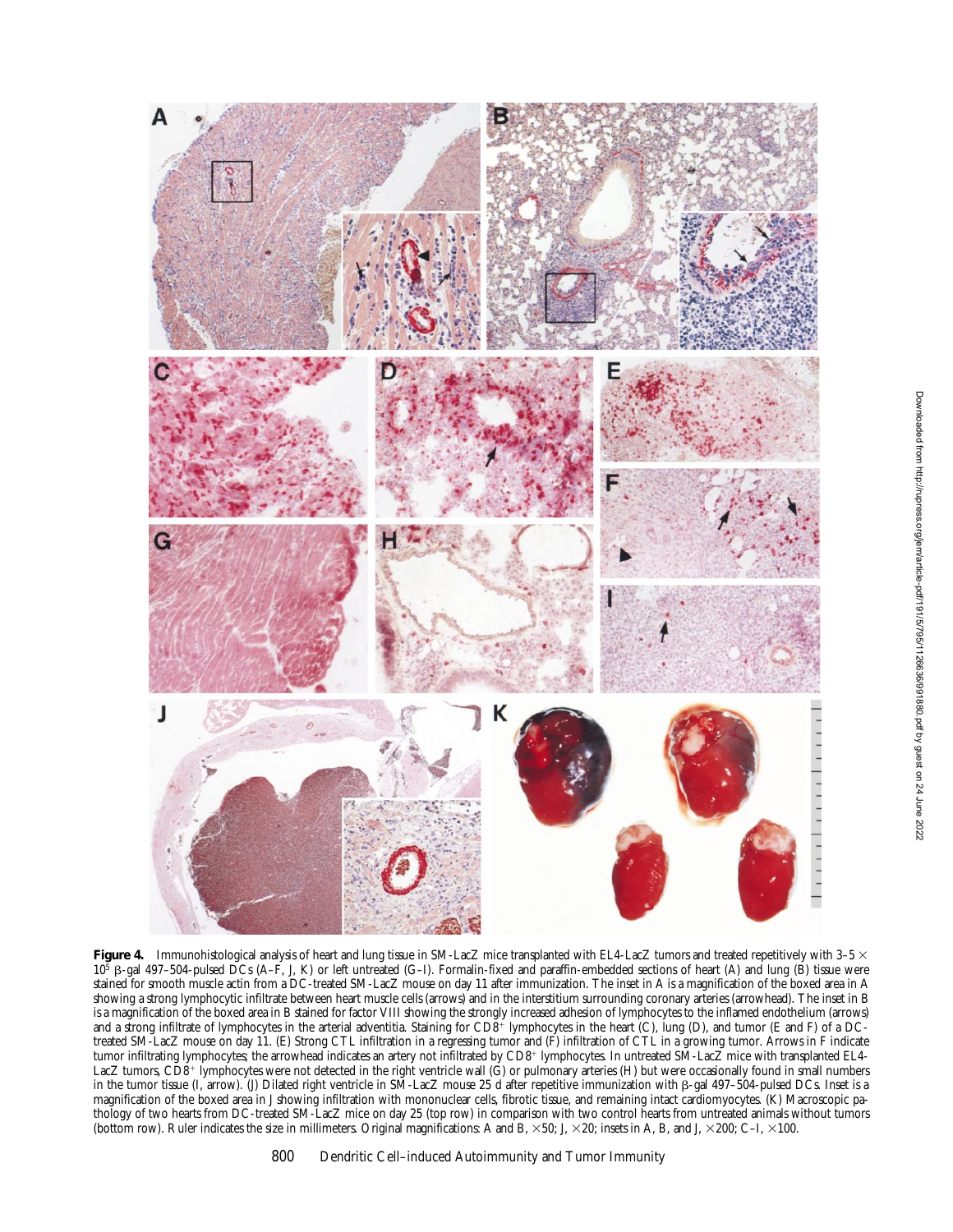**Figure 4.** Immunohistological analysis of heart and lung tissue in SM-LacZ mice transplanted with EL4-LacZ tumors and treated repetitively with 3–5 × $10^5$ β-gal 497–504-pulsed DCs (A–F, J, K) or left untreated (G–I). Formalin-fixed and paraffin-embedded sections of heart (A) and lung (B) tissue were stained for smooth muscle actin from a DC-treated SM-LacZ mouse on day 11 after immunization. The inset in A is a magnification of the boxed area in A showing a strong lymphocytic infiltrate between heart muscle cells (arrows) and in the interstitium surrounding coronary arteries (arrowhead). The inset in B is a magnification of the boxed area in B stained for factor VIII showing the strongly increased adhesion of lymphocytes to the inflamed endothelium (arrows) and a strong infiltrate of lymphocytes in the arterial adventitia. Staining for $CD8^+$ lymphocytes in the heart (C), lung (D), and tumor (E and F) of a DC-treated SM-LacZ mouse on day 11. (E) Strong CTL infiltration in a regressing tumor and (F) infiltration of CTL in a growing tumor. Arrows in F indicate tumor infiltrating lymphocytes; the arrowhead indicates an artery not infiltrated by $CD8^+$ lymphocytes. In untreated SM-LacZ mice with transplanted EL4-LacZ tumors, $CD8^+$ lymphocytes were not detected in the right ventricle wall (G) or pulmonary arteries (H) but were occasionally found in small numbers in the tumor tissue (I, arrow). (J) Dilated right ventricle in SM-LacZ mouse 25 d after repetitive immunization with β-gal 497–504-pulsed DCs. Inset is a magnification of the boxed area in J showing infiltration with mononuclear cells, fibrotic tissue, and remaining intact cardiomyocytes. (K) Macroscopic pathology of two hearts from DC-treated SM-LacZ mice on day 25 (top row) in comparison with two control hearts from untreated animals without tumors (bottom row). Ruler indicates the size in millimeters. Original magnifications: A and B, ×50; J, ×20; insets in A, B, and J, ×200; C–I, ×100.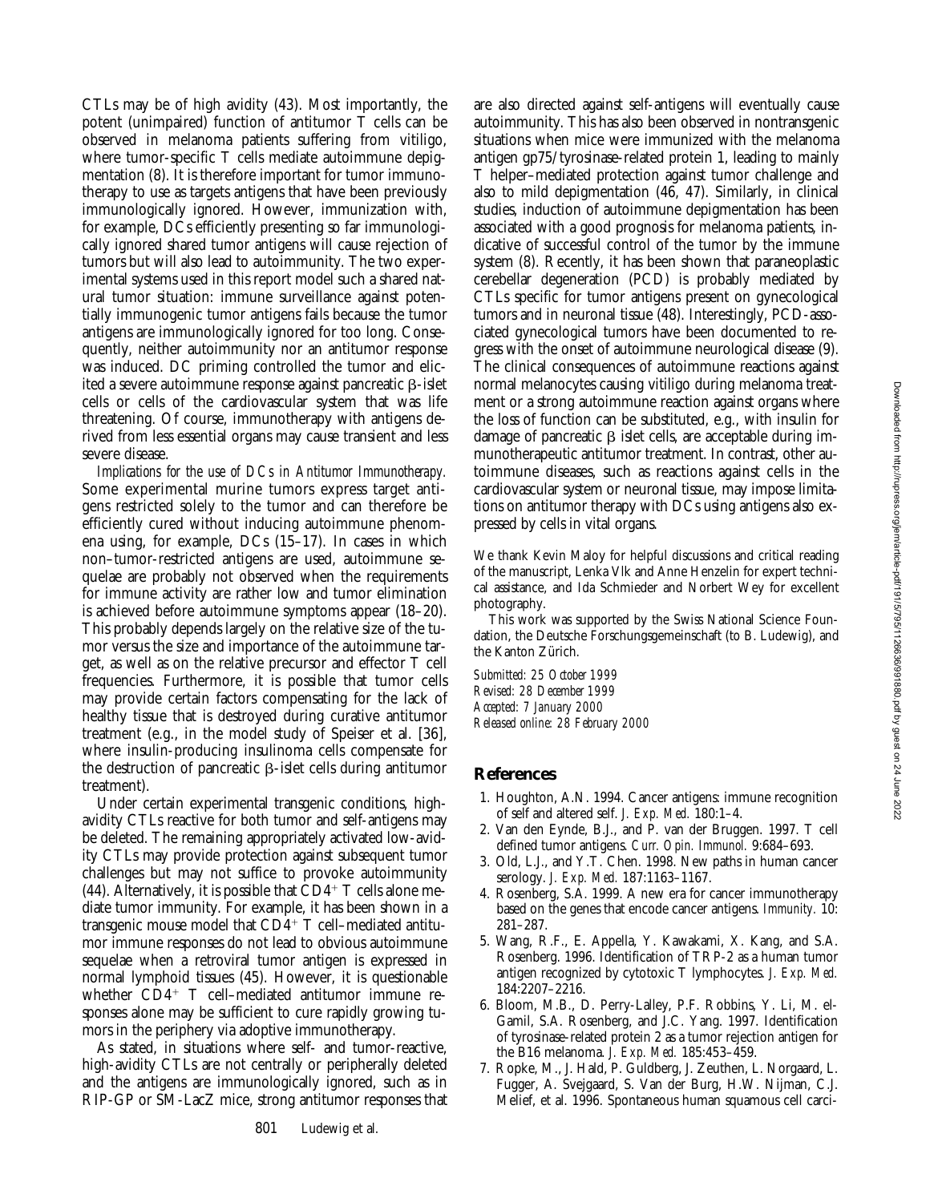CTLs may be of high avidity (43). Most importantly, the potent (unimpaired) function of antitumor T cells can be observed in melanoma patients suffering from vitiligo, where tumor-specific T cells mediate autoimmune depigmentation (8). It is therefore important for tumor immunotherapy to use as targets antigens that have been previously immunologically ignored. However, immunization with, for example, DCs efficiently presenting so far immunologically ignored shared tumor antigens will cause rejection of tumors but will also lead to autoimmunity. The two experimental systems used in this report model such a shared natural tumor situation: immune surveillance against potentially immunogenic tumor antigens fails because the tumor antigens are immunologically ignored for too long. Consequently, neither autoimmunity nor an antitumor response was induced. DC priming controlled the tumor and elicited a severe autoimmune response against pancreatic β-islet cells or cells of the cardiovascular system that was life threatening. Of course, immunotherapy with antigens derived from less essential organs may cause transient and less severe disease.

*Implications for the use of DCs in Antitumor Immunotherapy.* Some experimental murine tumors express target antigens restricted solely to the tumor and can therefore be efficiently cured without inducing autoimmune phenomena using, for example, DCs (15–17). In cases in which non–tumor-restricted antigens are used, autoimmune sequelae are probably not observed when the requirements for immune activity are rather low and tumor elimination is achieved before autoimmune symptoms appear (18–20). This probably depends largely on the relative size of the tumor versus the size and importance of the autoimmune target, as well as on the relative precursor and effector T cell frequencies. Furthermore, it is possible that tumor cells may provide certain factors compensating for the lack of healthy tissue that is destroyed during curative antitumor treatment (e.g., in the model study of Speiser et al. [36], where insulin-producing insulinoma cells compensate for the destruction of pancreatic β-islet cells during antitumor treatment).

Under certain experimental transgenic conditions, high-avidity CTLs reactive for both tumor and self-antigens may be deleted. The remaining appropriately activated low-avidity CTLs may provide protection against subsequent tumor challenges but may not suffice to provoke autoimmunity (44). Alternatively, it is possible that $CD4^+$ T cells alone mediate tumor immunity. For example, it has been shown in a transgenic mouse model that $CD4^+$ T cell–mediated antitumor immune responses do not lead to obvious autoimmune sequelae when a retroviral tumor antigen is expressed in normal lymphoid tissues (45). However, it is questionable whether $CD4^+$ T cell–mediated antitumor immune responses alone may be sufficient to cure rapidly growing tumors in the periphery via adoptive immunotherapy.

As stated, in situations where self- and tumor-reactive, high-avidity CTLs are not centrally or peripherally deleted and the antigens are immunologically ignored, such as in RIP-GP or SM-LacZ mice, strong antitumor responses that are also directed against self-antigens will eventually cause autoimmunity. This has also been observed in nontransgenic situations when mice were immunized with the melanoma antigen gp75/tyrosinase-related protein 1, leading to mainly T helper–mediated protection against tumor challenge and also to mild depigmentation (46, 47). Similarly, in clinical studies, induction of autoimmune depigmentation has been associated with a good prognosis for melanoma patients, indicative of successful control of the tumor by the immune system (8). Recently, it has been shown that paraneoplastic cerebellar degeneration (PCD) is probably mediated by CTLs specific for tumor antigens present on gynecological tumors and in neuronal tissue (48). Interestingly, PCD-associated gynecological tumors have been documented to regress with the onset of autoimmune neurological disease (9). The clinical consequences of autoimmune reactions against normal melanocytes causing vitiligo during melanoma treatment or a strong autoimmune reaction against organs where the loss of function can be substituted, e.g., with insulin for damage of pancreatic β islet cells, are acceptable during immunotherapeutic antitumor treatment. In contrast, other autoimmune diseases, such as reactions against cells in the cardiovascular system or neuronal tissue, may impose limitations on antitumor therapy with DCs using antigens also expressed by cells in vital organs.

We thank Kevin Maloy for helpful discussions and critical reading of the manuscript, Lenka Vlk and Anne Henzelin for expert technical assistance, and Ida Schmieder and Norbert Wey for excellent photography.

This work was supported by the Swiss National Science Foundation, the Deutsche Forschungsgemeinschaft (to B. Ludewig), and the Kanton Zürich.

*Submitted: 25 October 1999*
*Revised: 28 December 1999*
*Accepted: 7 January 2000*
*Released online: 28 February 2000*

## References

1. Houghton, A.N. 1994. Cancer antigens: immune recognition of self and altered self. *J. Exp. Med.* 180:1–4.
2. Van den Eynde, B.J., and P. van der Bruggen. 1997. T cell defined tumor antigens. *Curr. Opin. Immunol.* 9:684–693.
3. Old, L.J., and Y.T. Chen. 1998. New paths in human cancer serology. *J. Exp. Med.* 187:1163–1167.
4. Rosenberg, S.A. 1999. A new era for cancer immunotherapy based on the genes that encode cancer antigens. *Immunity.* 10: 281–287.
5. Wang, R.F., E. Appella, Y. Kawakami, X. Kang, and S.A. Rosenberg. 1996. Identification of TRP-2 as a human tumor antigen recognized by cytotoxic T lymphocytes. *J. Exp. Med.* 184:2207–2216.
6. Bloom, M.B., D. Perry-Lalley, P.F. Robbins, Y. Li, M. el-Gamil, S.A. Rosenberg, and J.C. Yang. 1997. Identification of tyrosinase-related protein 2 as a tumor rejection antigen for the B16 melanoma. *J. Exp. Med.* 185:453–459.
7. Ropke, M., J. Hald, P. Guldberg, J. Zeuthen, L. Norgaard, L. Fugger, A. Svejgaard, S. Van der Burg, H.W. Nijman, C.J. Melief, et al. 1996. Spontaneous human squamous cell carci-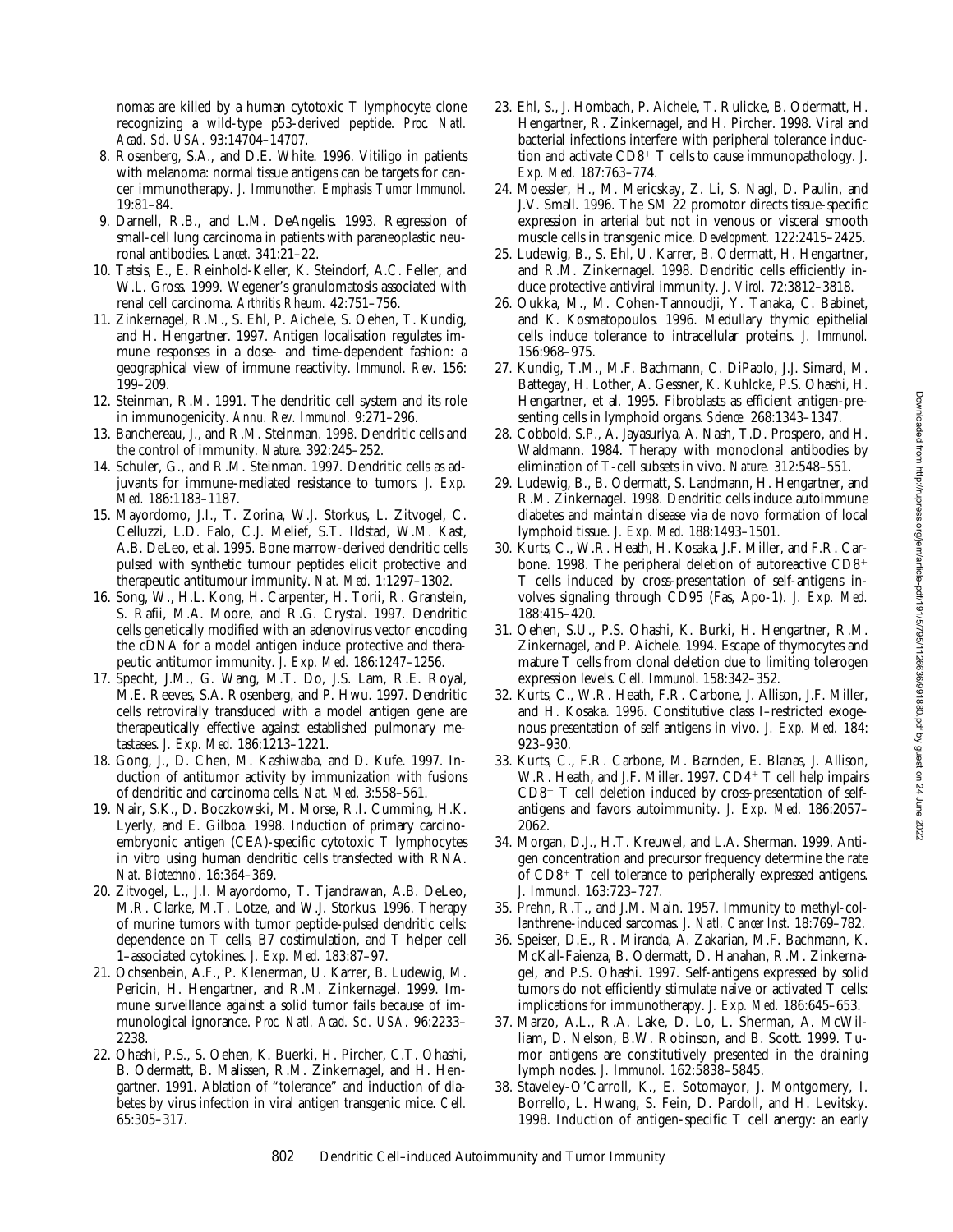nomas are killed by a human cytotoxic T lymphocyte clone recognizing a wild-type p53-derived peptide. *Proc. Natl. Acad. Sci. USA.* 93:14704–14707.

8. Rosenberg, S.A., and D.E. White. 1996. Vitiligo in patients with melanoma: normal tissue antigens can be targets for cancer immunotherapy. *J. Immunother. Emphasis Tumor Immunol.* 19:81–84.
9. Darnell, R.B., and L.M. DeAngelis. 1993. Regression of small-cell lung carcinoma in patients with paraneoplastic neuronal antibodies. *Lancet.* 341:21–22.
10. Tatsis, E., E. Reinhold-Keller, K. Steindorf, A.C. Feller, and W.L. Gross. 1999. Wegener's granulomatosis associated with renal cell carcinoma. *Arthritis Rheum.* 42:751–756.
11. Zinkernagel, R.M., S. Ehl, P. Aichele, S. Oehen, T. Kundig, and H. Hengartner. 1997. Antigen localisation regulates immune responses in a dose- and time-dependent fashion: a geographical view of immune reactivity. *Immunol. Rev.* 156:199–209.
12. Steinman, R.M. 1991. The dendritic cell system and its role in immunogenicity. *Annu. Rev. Immunol.* 9:271–296.
13. Banchereau, J., and R.M. Steinman. 1998. Dendritic cells and the control of immunity. *Nature.* 392:245–252.
14. Schuler, G., and R.M. Steinman. 1997. Dendritic cells as adjuvants for immune-mediated resistance to tumors. *J. Exp. Med.* 186:1183–1187.
15. Mayordomo, J.I., T. Zorina, W.J. Storkus, L. Zitvogel, C. Celluzzi, L.D. Falo, C.J. Melief, S.T. Ildstad, W.M. Kast, A.B. DeLeo, et al. 1995. Bone marrow-derived dendritic cells pulsed with synthetic tumour peptides elicit protective and therapeutic antitumour immunity. *Nat. Med.* 1:1297–1302.
16. Song, W., H.L. Kong, H. Carpenter, H. Torii, R. Granstein, S. Rafii, M.A. Moore, and R.G. Crystal. 1997. Dendritic cells genetically modified with an adenovirus vector encoding the cDNA for a model antigen induce protective and therapeutic antitumor immunity. *J. Exp. Med.* 186:1247–1256.
17. Specht, J.M., G. Wang, M.T. Do, J.S. Lam, R.E. Royal, M.E. Reeves, S.A. Rosenberg, and P. Hwu. 1997. Dendritic cells retrovirally transduced with a model antigen gene are therapeutically effective against established pulmonary metastases. *J. Exp. Med.* 186:1213–1221.
18. Gong, J., D. Chen, M. Kashiwaba, and D. Kufe. 1997. Induction of antitumor activity by immunization with fusions of dendritic and carcinoma cells. *Nat. Med.* 3:558–561.
19. Nair, S.K., D. Boczkowski, M. Morse, R.I. Cumming, H.K. Lyerly, and E. Gilboa. 1998. Induction of primary carcinoembryonic antigen (CEA)-specific cytotoxic T lymphocytes in vitro using human dendritic cells transfected with RNA. *Nat. Biotechnol.* 16:364–369.
20. Zitvogel, L., J.I. Mayordomo, T. Tjandrawan, A.B. DeLeo, M.R. Clarke, M.T. Lotze, and W.J. Storkus. 1996. Therapy of murine tumors with tumor peptide-pulsed dendritic cells: dependence on T cells, B7 costimulation, and T helper cell 1–associated cytokines. *J. Exp. Med.* 183:87–97.
21. Ochsenbein, A.F., P. Klenerman, U. Karrer, B. Ludewig, M. Pericin, H. Hengartner, and R.M. Zinkernagel. 1999. Immune surveillance against a solid tumor fails because of immunological ignorance. *Proc. Natl. Acad. Sci. USA.* 96:2233–2238.
22. Ohashi, P.S., S. Oehen, K. Buerki, H. Pircher, C.T. Ohashi, B. Odermatt, B. Malissen, R.M. Zinkernagel, and H. Hengartner. 1991. Ablation of "tolerance" and induction of diabetes by virus infection in viral antigen transgenic mice. *Cell.* 65:305–317.
23. Ehl, S., J. Hombach, P. Aichele, T. Rulicke, B. Odermatt, H. Hengartner, R. Zinkernagel, and H. Pircher. 1998. Viral and bacterial infections interfere with peripheral tolerance induction and activate $CD8^+$ T cells to cause immunopathology. *J. Exp. Med.* 187:763–774.
24. Moessler, H., M. Mericskay, Z. Li, S. Nagl, D. Paulin, and J.V. Small. 1996. The SM 22 promotor directs tissue-specific expression in arterial but not in venous or visceral smooth muscle cells in transgenic mice. *Development.* 122:2415–2425.
25. Ludewig, B., S. Ehl, U. Karrer, B. Odermatt, H. Hengartner, and R.M. Zinkernagel. 1998. Dendritic cells efficiently induce protective antiviral immunity. *J. Virol.* 72:3812–3818.
26. Oukka, M., M. Cohen-Tannoudji, Y. Tanaka, C. Babinet, and K. Kosmatopoulos. 1996. Medullary thymic epithelial cells induce tolerance to intracellular proteins. *J. Immunol.* 156:968–975.
27. Kundig, T.M., M.F. Bachmann, C. DiPaolo, J.J. Simard, M. Battegay, H. Lother, A. Gessner, K. Kuhlcke, P.S. Ohashi, H. Hengartner, et al. 1995. Fibroblasts as efficient antigen-presenting cells in lymphoid organs. *Science.* 268:1343–1347.
28. Cobbold, S.P., A. Jayasuriya, A. Nash, T.D. Prospero, and H. Waldmann. 1984. Therapy with monoclonal antibodies by elimination of T-cell subsets in vivo. *Nature.* 312:548–551.
29. Ludewig, B., B. Odermatt, S. Landmann, H. Hengartner, and R.M. Zinkernagel. 1998. Dendritic cells induce autoimmune diabetes and maintain disease via de novo formation of local lymphoid tissue. *J. Exp. Med.* 188:1493–1501.
30. Kurts, C., W.R. Heath, H. Kosaka, J.F. Miller, and F.R. Carbone. 1998. The peripheral deletion of autoreactive $CD8^+$ T cells induced by cross-presentation of self-antigens involves signaling through CD95 (Fas, Apo-1). *J. Exp. Med.* 188:415–420.
31. Oehen, S.U., P.S. Ohashi, K. Burki, H. Hengartner, R.M. Zinkernagel, and P. Aichele. 1994. Escape of thymocytes and mature T cells from clonal deletion due to limiting tolerogen expression levels. *Cell. Immunol.* 158:342–352.
32. Kurts, C., W.R. Heath, F.R. Carbone, J. Allison, J.F. Miller, and H. Kosaka. 1996. Constitutive class I–restricted exogenous presentation of self antigens in vivo. *J. Exp. Med.* 184:923–930.
33. Kurts, C., F.R. Carbone, M. Barnden, E. Blanas, J. Allison, W.R. Heath, and J.F. Miller. 1997. $CD4^+$ T cell help impairs $CD8^+$ T cell deletion induced by cross-presentation of self-antigens and favors autoimmunity. *J. Exp. Med.* 186:2057–2062.
34. Morgan, D.J., H.T. Kreuwel, and L.A. Sherman. 1999. Antigen concentration and precursor frequency determine the rate of $CD8^+$ T cell tolerance to peripherally expressed antigens. *J. Immunol.* 163:723–727.
35. Prehn, R.T., and J.M. Main. 1957. Immunity to methyl-collanthrene-induced sarcomas. *J. Natl. Cancer Inst.* 18:769–782.
36. Speiser, D.E., R. Miranda, A. Zakarian, M.F. Bachmann, K. McKall-Faienza, B. Odermatt, D. Hanahan, R.M. Zinkernagel, and P.S. Ohashi. 1997. Self-antigens expressed by solid tumors do not efficiently stimulate naive or activated T cells: implications for immunotherapy. *J. Exp. Med.* 186:645–653.
37. Marzo, A.L., R.A. Lake, D. Lo, L. Sherman, A. McWilliam, D. Nelson, B.W. Robinson, and B. Scott. 1999. Tumor antigens are constitutively presented in the draining lymph nodes. *J. Immunol.* 162:5838–5845.
38. Staveley-O'Carroll, K., E. Sotomayor, J. Montgomery, I. Borrello, L. Hwang, S. Fein, D. Pardoll, and H. Levitsky. 1998. Induction of antigen-specific T cell anergy: an early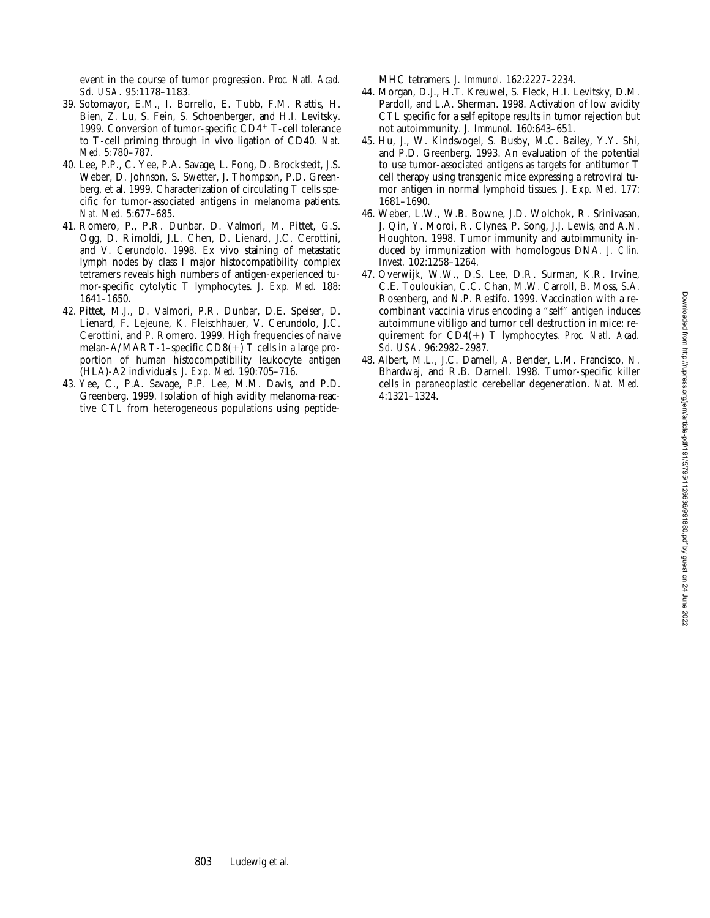event in the course of tumor progression. *Proc. Natl. Acad. Sci. USA.* 95:1178–1183.

39. Sotomayor, E.M., I. Borrello, E. Tubb, F.M. Rattis, H. Bien, Z. Lu, S. Fein, S. Schoenberger, and H.I. Levitsky. 1999. Conversion of tumor-specific $CD4^+$ T-cell tolerance to T-cell priming through in vivo ligation of CD40. *Nat. Med.* 5:780–787.
40. Lee, P.P., C. Yee, P.A. Savage, L. Fong, D. Brockstedt, J.S. Weber, D. Johnson, S. Swetter, J. Thompson, P.D. Greenberg, et al. 1999. Characterization of circulating T cells specific for tumor-associated antigens in melanoma patients. *Nat. Med.* 5:677–685.
41. Romero, P., P.R. Dunbar, D. Valmori, M. Pittet, G.S. Ogg, D. Rimoldi, J.L. Chen, D. Lienard, J.C. Cerottini, and V. Cerundolo. 1998. Ex vivo staining of metastatic lymph nodes by class I major histocompatibility complex tetramers reveals high numbers of antigen-experienced tumor-specific cytolytic T lymphocytes. *J. Exp. Med.* 188: 1641–1650.
42. Pittet, M.J., D. Valmori, P.R. Dunbar, D.E. Speiser, D. Lienard, F. Lejeune, K. Fleischhauer, V. Cerundolo, J.C. Cerottini, and P. Romero. 1999. High frequencies of naive melan-A/MART-1–specific CD8(+) T cells in a large proportion of human histocompatibility leukocyte antigen (HLA)-A2 individuals. *J. Exp. Med.* 190:705–716.
43. Yee, C., P.A. Savage, P.P. Lee, M.M. Davis, and P.D. Greenberg. 1999. Isolation of high avidity melanoma-reactive CTL from heterogeneous populations using peptide-MHC tetramers. *J. Immunol.* 162:2227–2234.
44. Morgan, D.J., H.T. Kreuwel, S. Fleck, H.I. Levitsky, D.M. Pardoll, and L.A. Sherman. 1998. Activation of low avidity CTL specific for a self epitope results in tumor rejection but not autoimmunity. *J. Immunol.* 160:643–651.
45. Hu, J., W. Kindsvogel, S. Busby, M.C. Bailey, Y.Y. Shi, and P.D. Greenberg. 1993. An evaluation of the potential to use tumor-associated antigens as targets for antitumor T cell therapy using transgenic mice expressing a retroviral tumor antigen in normal lymphoid tissues. *J. Exp. Med.* 177: 1681–1690.
46. Weber, L.W., W.B. Bowne, J.D. Wolchok, R. Srinivasan, J. Qin, Y. Moroi, R. Clynes, P. Song, J.J. Lewis, and A.N. Houghton. 1998. Tumor immunity and autoimmunity induced by immunization with homologous DNA. *J. Clin. Invest.* 102:1258–1264.
47. Overwijk, W.W., D.S. Lee, D.R. Surman, K.R. Irvine, C.E. Touloukian, C.C. Chan, M.W. Carroll, B. Moss, S.A. Rosenberg, and N.P. Restifo. 1999. Vaccination with a recombinant vaccinia virus encoding a "self" antigen induces autoimmune vitiligo and tumor cell destruction in mice: requirement for CD4(+) T lymphocytes. *Proc. Natl. Acad. Sci. USA.* 96:2982–2987.
48. Albert, M.L., J.C. Darnell, A. Bender, L.M. Francisco, N. Bhardwaj, and R.B. Darnell. 1998. Tumor-specific killer cells in paraneoplastic cerebellar degeneration. *Nat. Med.* 4:1321–1324.